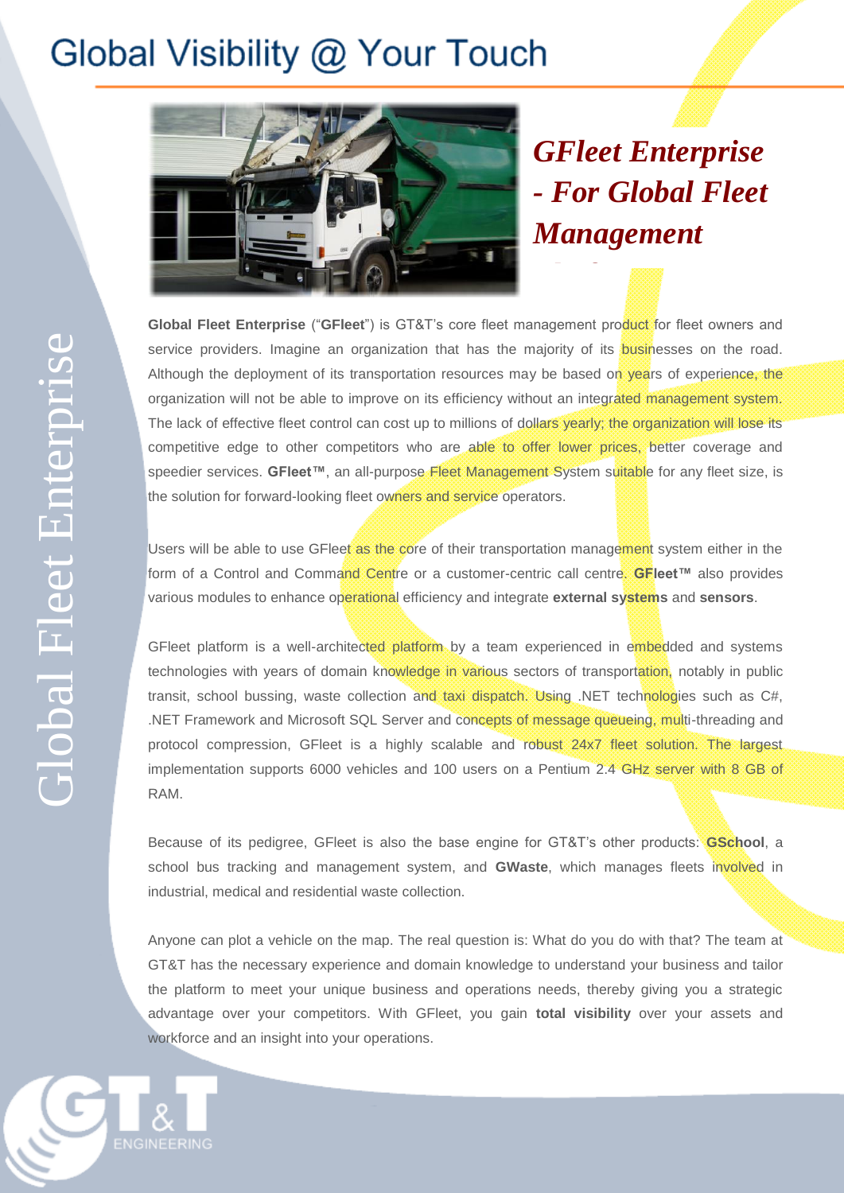# Global Visibility @ Your Touch

## *GFleet Enterprise - For Global Fleet Management*

Global Fleet Enterprise

**Global Fleet Enterprise** ("**GFleet**") is GT&T's core fleet management product for fleet owners and service providers. Imagine an organization that has the majority of its businesses on the road. Although the deployment of its transportation resources may be based on years of experience, the organization will not be able to improve on its efficiency without an integrated management system. The lack of effective fleet control can cost up to millions of dollars yearly; the organization will lose its competitive edge to other competitors who are able to offer lower prices, better coverage and speedier services. **GFleet™**, an all-purpose Fleet Management System suitable for any fleet size, is the solution for forward-looking fleet owners and service operators.

Users will be able to use GFleet as the core of their transportation management system either in the form of a Control and Command Centre or a customer-centric call centre. **GFleet™** also provides various modules to enhance operational efficiency and integrate **external systems** and **sensors**.

GFleet platform is a well-architected platform by a team experienced in embedded and systems technologies with years of domain knowledge in various sectors of transportation, notably in public transit, school bussing, waste collection and taxi dispatch. Using .NET technologies such as C#, .NET Framework and Microsoft SQL Server and concepts of message queueing, multi-threading and protocol compression, GFleet is a highly scalable and robust 24x7 fleet solution. The largest implementation supports 6000 vehicles and 100 users on a Pentium 2.4 GHz server with 8 GB of RAM.

Because of its pedigree, GFleet is also the base engine for GT&T's other products: **GSchool**, a school bus tracking and management system, and **GWaste**, which manages fleets involved in industrial, medical and residential waste collection.

Anyone can plot a vehicle on the map. The real question is: What do you do with that? The team at GT&T has the necessary experience and domain knowledge to understand your business and tailor the platform to meet your unique business and operations needs, thereby giving you a strategic advantage over your competitors. With GFleet, you gain **total visibility** over your assets and workforce and an insight into your operations.

GT&T ENGINEERING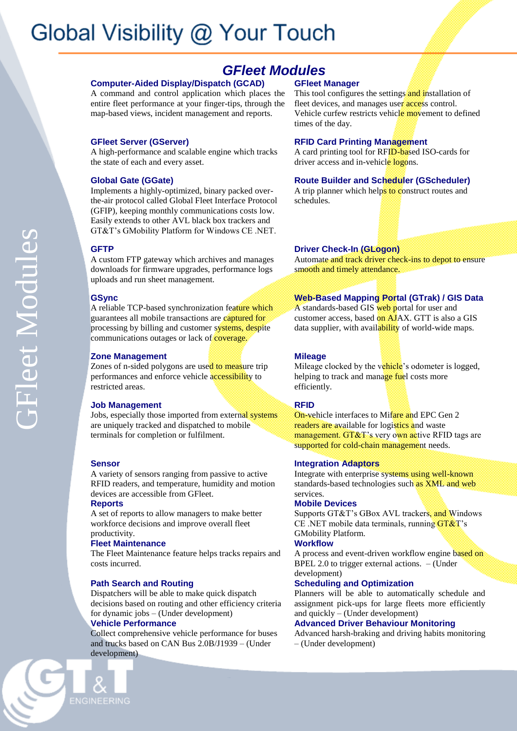# Global Visibility @ Your Touch

## GFleet Modules

### Computer-Aided Display/Dispatch (GCAD)

A command and control application which places the entire fleet performance at your finger-tips, through the map-based views, incident management and reports.

### GFleet Server (GServer)

A high-performance and scalable engine which tracks the state of each and every asset.

### Global Gate (GGate)

Implements a highly-optimized, binary packed over-the-air protocol called Global Fleet Interface Protocol (GFIP), keeping monthly communications costs low. Easily extends to other AVL black box trackers and GT&T's GMobility Platform for Windows CE .NET.

### GFTP

A custom FTP gateway which archives and manages downloads for firmware upgrades, performance logs uploads and run sheet management.

### GSync

A reliable TCP-based synchronization feature which guarantees all mobile transactions are captured for processing by billing and customer systems, despite communications outages or lack of coverage.

### Zone Management

Zones of n-sided polygons are used to measure trip performances and enforce vehicle accessibility to restricted areas.

### Job Management

Jobs, especially those imported from external systems are uniquely tracked and dispatched to mobile terminals for completion or fulfilment.

### Sensor

A variety of sensors ranging from passive to active RFID readers, and temperature, humidity and motion devices are accessible from GFleet.

### Reports

A set of reports to allow managers to make better workforce decisions and improve overall fleet productivity.

### Fleet Maintenance

The Fleet Maintenance feature helps tracks repairs and costs incurred.

### Path Search and Routing

Dispatchers will be able to make quick dispatch decisions based on routing and other efficiency criteria for dynamic jobs – (Under development)

### Vehicle Performance

Collect comprehensive vehicle performance for buses and trucks based on CAN Bus 2.0B/J1939 – (Under development)

### GFleet Manager

This tool configures the settings and installation of fleet devices, and manages user access control. Vehicle curfew restricts vehicle movement to defined times of the day.

### RFID Card Printing Management

A card printing tool for RFID-based ISO-cards for driver access and in-vehicle logons.

### Route Builder and Scheduler (GScheduler)

A trip planner which helps to construct routes and schedules.

### Driver Check-In (GLogon)

Automate and track driver check-ins to depot to ensure smooth and timely attendance.

### Web-Based Mapping Portal (GTrak) / GIS Data

A standards-based GIS web portal for user and customer access, based on AJAX. GTT is also a GIS data supplier, with availability of world-wide maps.

### Mileage

Mileage clocked by the vehicle's odometer is logged, helping to track and manage fuel costs more efficiently.

### RFID

On-vehicle interfaces to Mifare and EPC Gen 2 readers are available for logistics and waste management. GT&T's very own active RFID tags are supported for cold-chain management needs.

### Integration Adaptors

Integrate with enterprise systems using well-known standards-based technologies such as XML and web services.

### Mobile Devices

Supports GT&T's GBox AVL trackers, and Windows CE .NET mobile data terminals, running GT&T's GMobility Platform.

### Workflow

A process and event-driven workflow engine based on BPEL 2.0 to trigger external actions. – (Under development)

### Scheduling and Optimization

Planners will be able to automatically schedule and assignment pick-ups for large fleets more efficiently and quickly – (Under development)

### Advanced Driver Behaviour Monitoring

Advanced harsh-braking and driving habits monitoring – (Under development)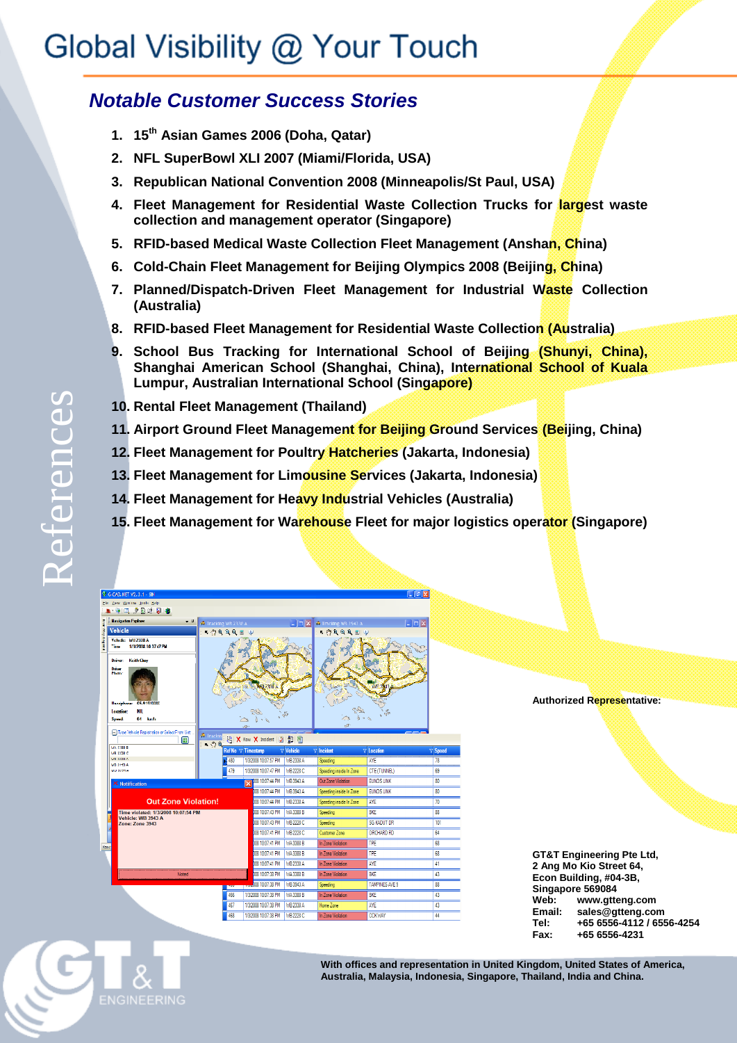# Global Visibility @ Your Touch

## *Notable Customer Success Stories*

References

1. **15th Asian Games 2006 (Doha, Qatar)**
2. **NFL SuperBowl XLI 2007 (Miami/Florida, USA)**
3. **Republican National Convention 2008 (Minneapolis/St Paul, USA)**
4. **Fleet Management for Residential Waste Collection Trucks for largest waste collection and management operator (Singapore)**
5. **RFID-based Medical Waste Collection Fleet Management (Anshan, China)**
6. **Cold-Chain Fleet Management for Beijing Olympics 2008 (Beijing, China)**
7. **Planned/Dispatch-Driven Fleet Management for Industrial Waste Collection (Australia)**
8. **RFID-based Fleet Management for Residential Waste Collection (Australia)**
9. **School Bus Tracking for International School of Beijing (Shunyi, China), Shanghai American School (Shanghai, China), International School of Kuala Lumpur, Australian International School (Singapore)**
10. **Rental Fleet Management (Thailand)**
11. **Airport Ground Fleet Management for Beijing Ground Services (Beijing, China)**
12. **Fleet Management for Poultry Hatcheries (Jakarta, Indonesia)**
13. **Fleet Management for Limousine Services (Jakarta, Indonesia)**
14. **Fleet Management for Heavy Industrial Vehicles (Australia)**
15. **Fleet Management for Warehouse Fleet for major logistics operator (Singapore)**

**Authorized Representative:**

**GT&T Engineering Pte Ltd,**
**2 Ang Mo Kio Street 64,**
**Econ Building, #04-3B,**
**Singapore 569084**
**Web:** www.gtteng.com
**Email:** sales@gtteng.com
**Tel:** +65 6556-4112 / 6556-4254
**Fax:** +65 6556-4231

GT&T ENGINEERING

**With offices and representation in United Kingdom, United States of America, Australia, Malaysia, Indonesia, Singapore, Thailand, India and China.**